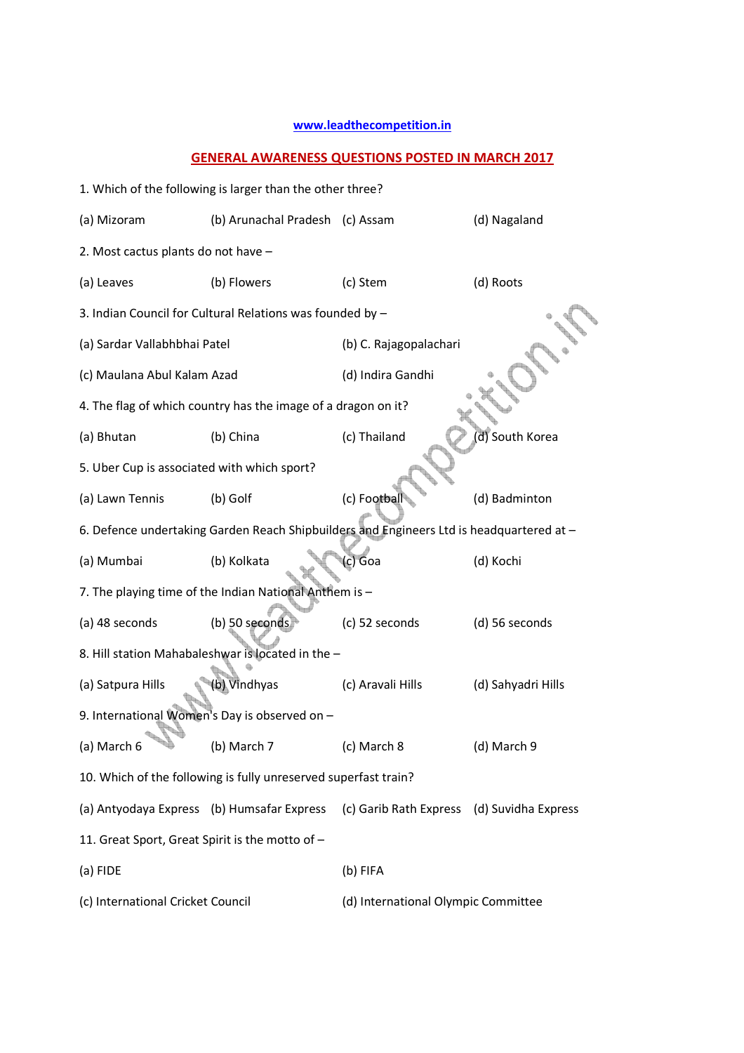www.leadthecompetition.in

## GENERAL AWARENESS QUESTIONS POSTED IN MARCH 2017

1. Which of the following is larger than the other three?

(a) Mizoram (b) Arunachal Pradesh (c) Assam (d) Nagaland

2. Most cactus plants do not have –

(a) Leaves (b) Flowers (c) Stem (d) Roots

3. Indian Council for Cultural Relations was founded by –

(a) Sardar Vallabhbhai Patel (b) C. Rajagopalachari

(c) Maulana Abul Kalam Azad (d) Indira Gandhi

4. The flag of which country has the image of a dragon on it?

(a) Bhutan (b) China (c) Thailand (d) South Korea

5. Uber Cup is associated with which sport?

(a) Lawn Tennis (b) Golf (c) Football (d) Badminton

6. Defence undertaking Garden Reach Shipbuilders and Engineers Ltd is headquartered at –

(a) Mumbai (b) Kolkata (c) Goa (d) Kochi

7. The playing time of the Indian National Anthem is –

(a) 48 seconds (b) 50 seconds (c) 52 seconds (d) 56 seconds

8. Hill station Mahabaleshwar is located in the –

(a) Satpura Hills (b) Vindhyas (c) Aravali Hills (d) Sahyadri Hills

9. International Women's Day is observed on –

(a) March 6 (b) March 7 (c) March 8 (d) March 9

10. Which of the following is fully unreserved superfast train?

(a) Antyodaya Express (b) Humsafar Express (c) Garib Rath Express (d) Suvidha Express

11. Great Sport, Great Spirit is the motto of –

(a) FIDE (b) FIFA

(c) International Cricket Council (d) International Olympic Committee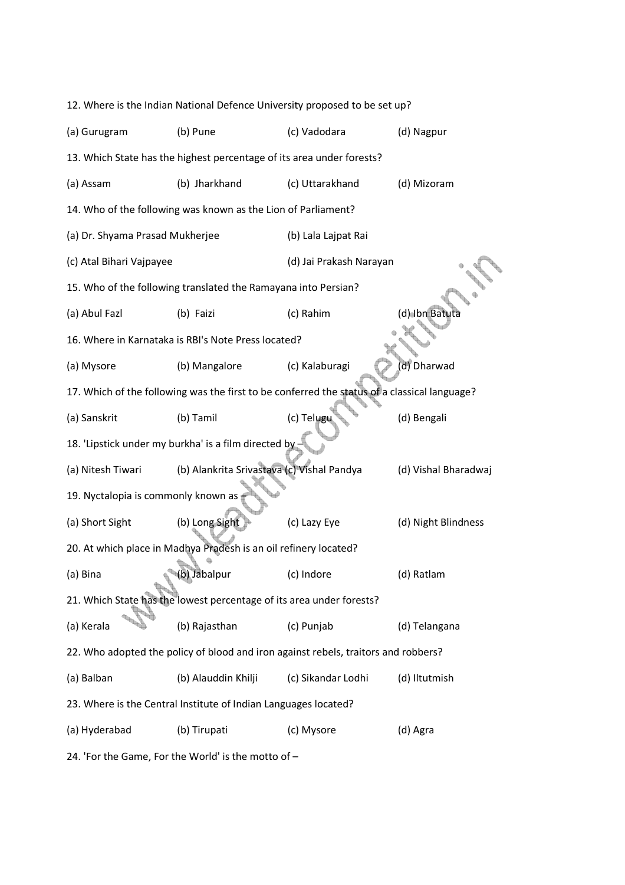12. Where is the Indian National Defence University proposed to be set up?

(a) Gurugram (b) Pune (c) Vadodara (d) Nagpur

13. Which State has the highest percentage of its area under forests?

(a) Assam (b) Jharkhand (c) Uttarakhand (d) Mizoram

14. Who of the following was known as the Lion of Parliament?

(a) Dr. Shyama Prasad Mukherjee (b) Lala Lajpat Rai

(c) Atal Bihari Vajpayee (d) Jai Prakash Narayan

15. Who of the following translated the Ramayana into Persian?

(a) Abul Fazl (b) Faizi (c) Rahim (d) Ibn Batuta

16. Where in Karnataka is RBI's Note Press located?

(a) Mysore (b) Mangalore (c) Kalaburagi (d) Dharwad

17. Which of the following was the first to be conferred the status of a classical language?

(a) Sanskrit (b) Tamil (c) Telugu (d) Bengali

18. 'Lipstick under my burkha' is a film directed by –

(a) Nitesh Tiwari (b) Alankrita Srivastava (c) Vishal Pandya (d) Vishal Bharadwaj

19. Nyctalopia is commonly known as –

(a) Short Sight (b) Long Sight (c) Lazy Eye (d) Night Blindness

20. At which place in Madhya Pradesh is an oil refinery located?

(a) Bina (b) Jabalpur (c) Indore (d) Ratlam

21. Which State has the lowest percentage of its area under forests?

(a) Kerala (b) Rajasthan (c) Punjab (d) Telangana

22. Who adopted the policy of blood and iron against rebels, traitors and robbers?

(a) Balban (b) Alauddin Khilji (c) Sikandar Lodhi (d) Iltutmish

23. Where is the Central Institute of Indian Languages located?

(a) Hyderabad (b) Tirupati (c) Mysore (d) Agra

24. 'For the Game, For the World' is the motto of –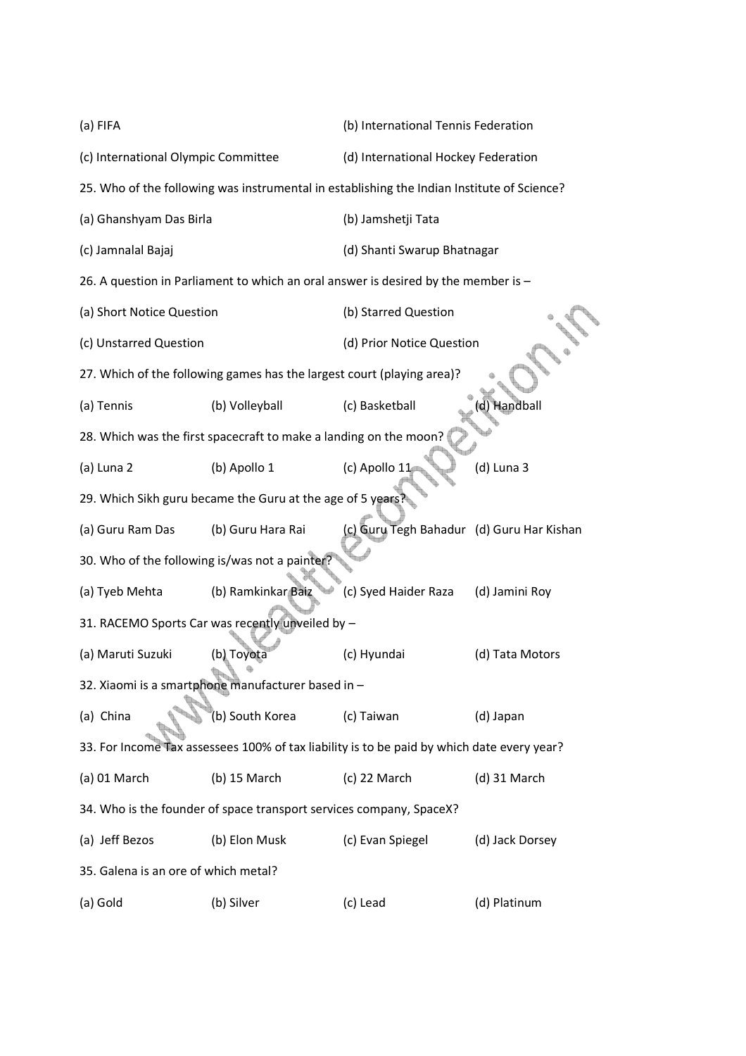(a) FIFA (b) International Tennis Federation

(c) International Olympic Committee (d) International Hockey Federation

25. Who of the following was instrumental in establishing the Indian Institute of Science?

(a) Ghanshyam Das Birla (b) Jamshetji Tata

(c) Jamnalal Bajaj (d) Shanti Swarup Bhatnagar

26. A question in Parliament to which an oral answer is desired by the member is –

(a) Short Notice Question (b) Starred Question

(c) Unstarred Question (d) Prior Notice Question

27. Which of the following games has the largest court (playing area)?

(a) Tennis (b) Volleyball (c) Basketball (d) Handball

28. Which was the first spacecraft to make a landing on the moon?

(a) Luna 2 (b) Apollo 1 (c) Apollo 11 (d) Luna 3

29. Which Sikh guru became the Guru at the age of 5 years?

(a) Guru Ram Das (b) Guru Hara Rai (c) Guru Tegh Bahadur (d) Guru Har Kishan

30. Who of the following is/was not a painter?

(a) Tyeb Mehta (b) Ramkinkar Baiz (c) Syed Haider Raza (d) Jamini Roy

31. RACEMO Sports Car was recently unveiled by –

(a) Maruti Suzuki (b) Toyota (c) Hyundai (d) Tata Motors

32. Xiaomi is a smartphone manufacturer based in –

(a) China (b) South Korea (c) Taiwan (d) Japan

33. For Income Tax assessees 100% of tax liability is to be paid by which date every year?

(a) 01 March (b) 15 March (c) 22 March (d) 31 March

34. Who is the founder of space transport services company, SpaceX?

(a) Jeff Bezos (b) Elon Musk (c) Evan Spiegel (d) Jack Dorsey

35. Galena is an ore of which metal?

(a) Gold (b) Silver (c) Lead (d) Platinum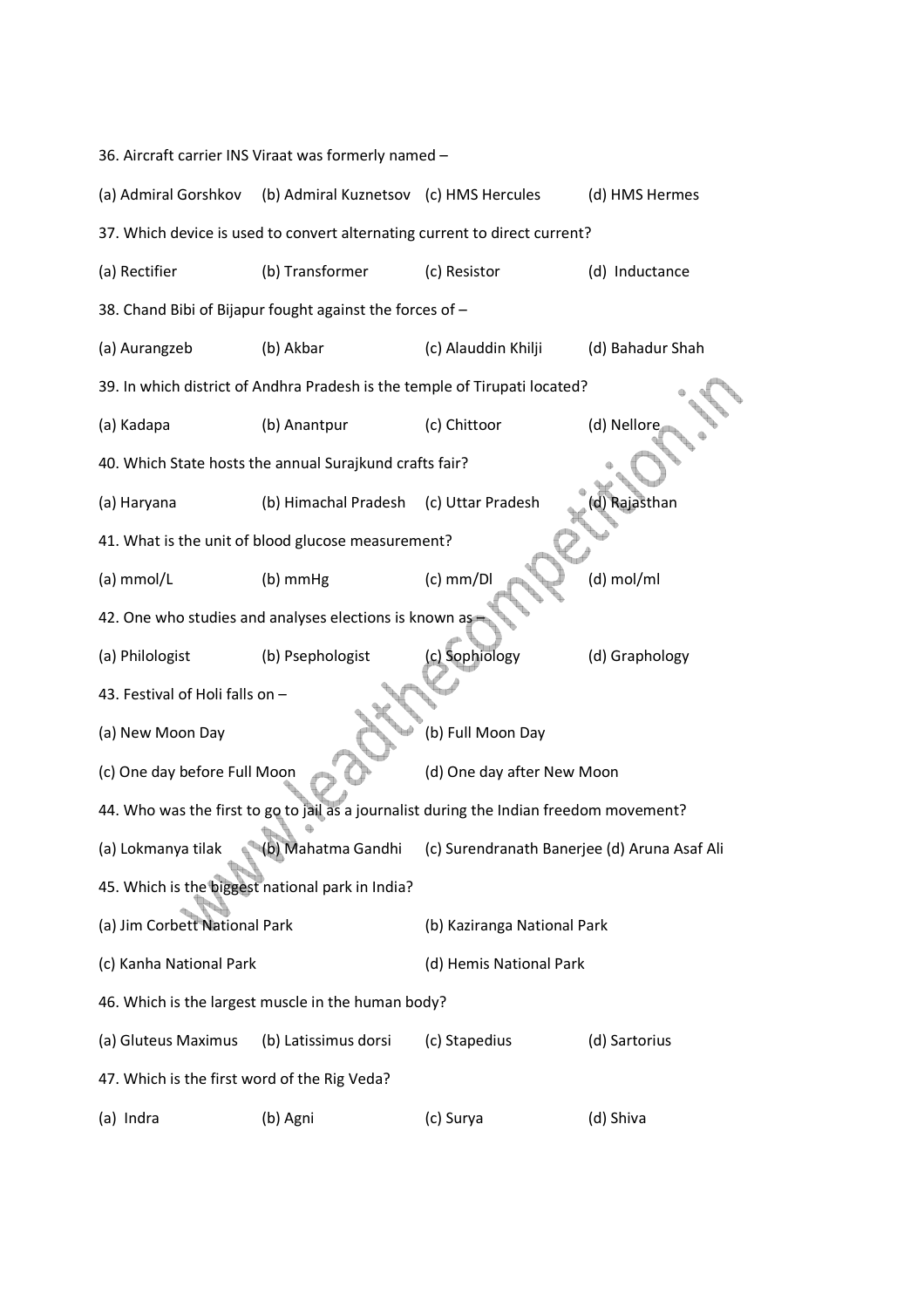36. Aircraft carrier INS Viraat was formerly named –

(a) Admiral Gorshkov (b) Admiral Kuznetsov (c) HMS Hercules (d) HMS Hermes

37. Which device is used to convert alternating current to direct current?

(a) Rectifier (b) Transformer (c) Resistor (d) Inductance

38. Chand Bibi of Bijapur fought against the forces of –

(a) Aurangzeb (b) Akbar (c) Alauddin Khilji (d) Bahadur Shah

39. In which district of Andhra Pradesh is the temple of Tirupati located?

(a) Kadapa (b) Anantpur (c) Chittoor (d) Nellore

40. Which State hosts the annual Surajkund crafts fair?

(a) Haryana (b) Himachal Pradesh (c) Uttar Pradesh (d) Rajasthan

41. What is the unit of blood glucose measurement?

(a) mmol/L (b) mmHg (c) mm/Dl (d) mol/ml

42. One who studies and analyses elections is known as –

(a) Philologist (b) Psephologist (c) Sophiology (d) Graphology

43. Festival of Holi falls on –

(a) New Moon Day (b) Full Moon Day

(c) One day before Full Moon (d) One day after New Moon

44. Who was the first to go to jail as a journalist during the Indian freedom movement?

(a) Lokmanya tilak (b) Mahatma Gandhi (c) Surendranath Banerjee (d) Aruna Asaf Ali

45. Which is the biggest national park in India?

(a) Jim Corbett National Park (b) Kaziranga National Park

(c) Kanha National Park (d) Hemis National Park

46. Which is the largest muscle in the human body?

(a) Gluteus Maximus (b) Latissimus dorsi (c) Stapedius (d) Sartorius

47. Which is the first word of the Rig Veda?

(a) Indra (b) Agni (c) Surya (d) Shiva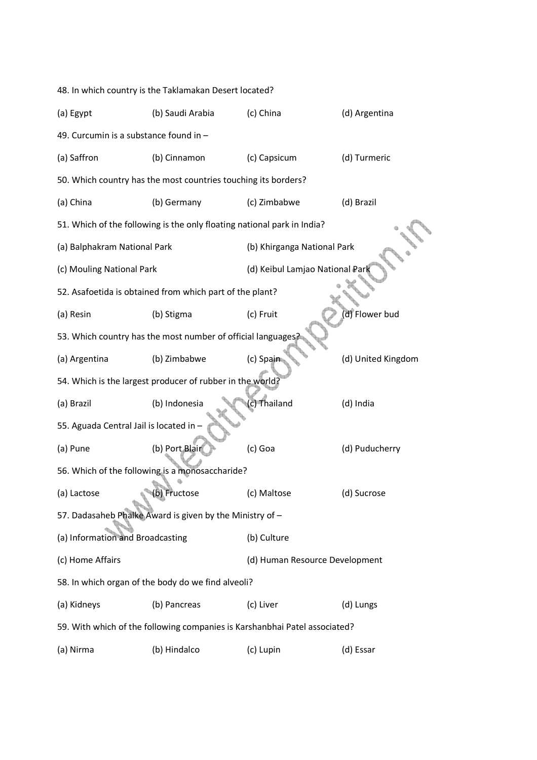48. In which country is the Taklamakan Desert located?

(a) Egypt (b) Saudi Arabia (c) China (d) Argentina

49. Curcumin is a substance found in –

(a) Saffron (b) Cinnamon (c) Capsicum (d) Turmeric

50. Which country has the most countries touching its borders?

(a) China (b) Germany (c) Zimbabwe (d) Brazil

51. Which of the following is the only floating national park in India?

(a) Balphakram National Park (b) Khirganga National Park

(c) Mouling National Park (d) Keibul Lamjao National Park

52. Asafoetida is obtained from which part of the plant?

(a) Resin (b) Stigma (c) Fruit (d) Flower bud

53. Which country has the most number of official languages?

(a) Argentina (b) Zimbabwe (c) Spain (d) United Kingdom

54. Which is the largest producer of rubber in the world?

(a) Brazil (b) Indonesia (c) Thailand (d) India

55. Aguada Central Jail is located in –

(a) Pune (b) Port Blair (c) Goa (d) Puducherry

56. Which of the following is a monosaccharide?

(a) Lactose (b) Fructose (c) Maltose (d) Sucrose

57. Dadasaheb Phalke Award is given by the Ministry of –

(a) Information and Broadcasting (b) Culture

(c) Home Affairs (d) Human Resource Development

58. In which organ of the body do we find alveoli?

(a) Kidneys (b) Pancreas (c) Liver (d) Lungs

59. With which of the following companies is Karshanbhai Patel associated?

(a) Nirma (b) Hindalco (c) Lupin (d) Essar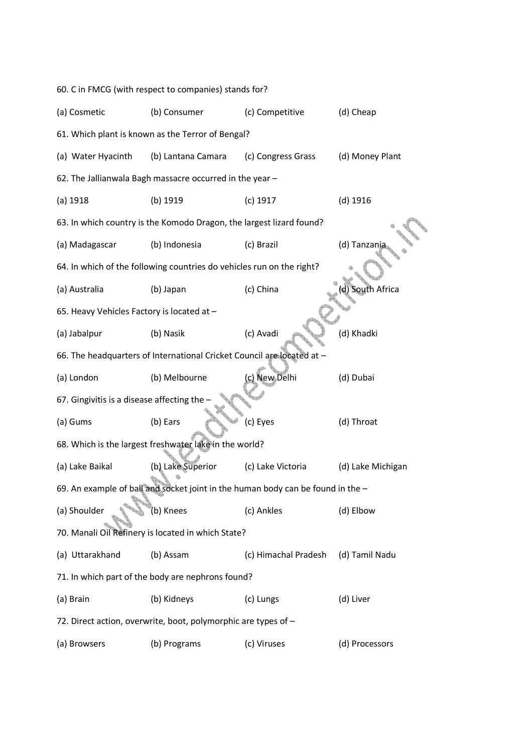60. C in FMCG (with respect to companies) stands for?

(a) Cosmetic (b) Consumer (c) Competitive (d) Cheap

61. Which plant is known as the Terror of Bengal?

(a) Water Hyacinth (b) Lantana Camara (c) Congress Grass (d) Money Plant

62. The Jallianwala Bagh massacre occurred in the year –

(a) 1918 (b) 1919 (c) 1917 (d) 1916

63. In which country is the Komodo Dragon, the largest lizard found?

(a) Madagascar (b) Indonesia (c) Brazil (d) Tanzania

64. In which of the following countries do vehicles run on the right?

(a) Australia (b) Japan (c) China (d) South Africa

65. Heavy Vehicles Factory is located at –

(a) Jabalpur (b) Nasik (c) Avadi (d) Khadki

66. The headquarters of International Cricket Council are located at –

(a) London (b) Melbourne (c) New Delhi (d) Dubai

67. Gingivitis is a disease affecting the –

(a) Gums (b) Ears (c) Eyes (d) Throat

68. Which is the largest freshwater lake in the world?

(a) Lake Baikal (b) Lake Superior (c) Lake Victoria (d) Lake Michigan

69. An example of ball and socket joint in the human body can be found in the –

(a) Shoulder (b) Knees (c) Ankles (d) Elbow

70. Manali Oil Refinery is located in which State?

(a) Uttarakhand (b) Assam (c) Himachal Pradesh (d) Tamil Nadu

71. In which part of the body are nephrons found?

(a) Brain (b) Kidneys (c) Lungs (d) Liver

72. Direct action, overwrite, boot, polymorphic are types of –

(a) Browsers (b) Programs (c) Viruses (d) Processors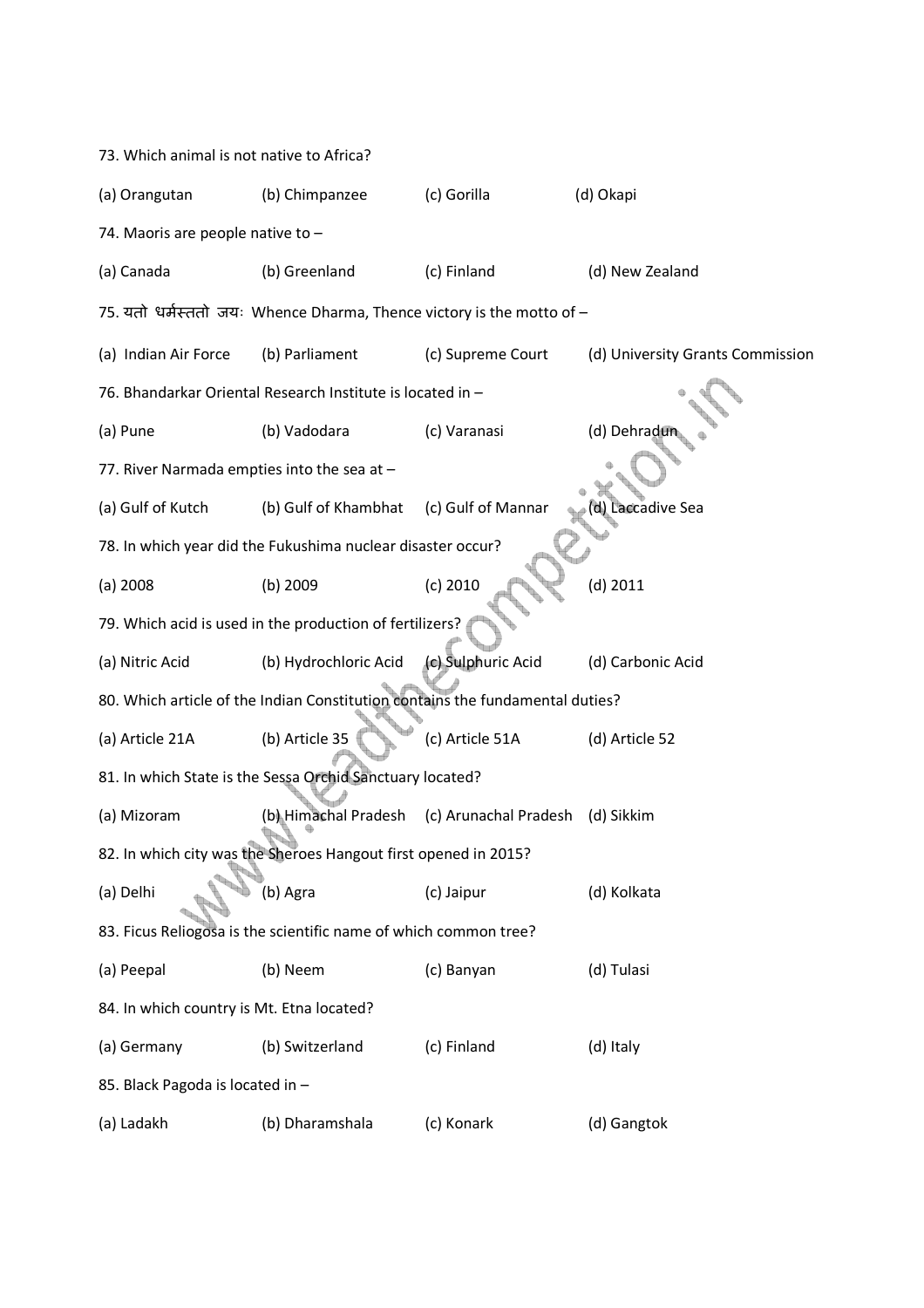73. Which animal is not native to Africa?

(a) Orangutan (b) Chimpanzee (c) Gorilla (d) Okapi

74. Maoris are people native to –

(a) Canada (b) Greenland (c) Finland (d) New Zealand

75. यतो धर्मस्ततो जयः Whence Dharma, Thence victory is the motto of –

(a) Indian Air Force (b) Parliament (c) Supreme Court (d) University Grants Commission

76. Bhandarkar Oriental Research Institute is located in –

(a) Pune (b) Vadodara (c) Varanasi (d) Dehradun

77. River Narmada empties into the sea at –

(a) Gulf of Kutch (b) Gulf of Khambhat (c) Gulf of Mannar (d) Laccadive Sea

78. In which year did the Fukushima nuclear disaster occur?

(a) 2008 (b) 2009 (c) 2010 (d) 2011

79. Which acid is used in the production of fertilizers?

(a) Nitric Acid (b) Hydrochloric Acid (c) Sulphuric Acid (d) Carbonic Acid

80. Which article of the Indian Constitution contains the fundamental duties?

(a) Article 21A (b) Article 35 (c) Article 51A (d) Article 52

81. In which State is the Sessa Orchid Sanctuary located?

(a) Mizoram (b) Himachal Pradesh (c) Arunachal Pradesh (d) Sikkim

82. In which city was the Sheroes Hangout first opened in 2015?

(a) Delhi (b) Agra (c) Jaipur (d) Kolkata

83. Ficus Reliogosa is the scientific name of which common tree?

(a) Peepal (b) Neem (c) Banyan (d) Tulasi

84. In which country is Mt. Etna located?

(a) Germany (b) Switzerland (c) Finland (d) Italy

85. Black Pagoda is located in –

(a) Ladakh (b) Dharamshala (c) Konark (d) Gangtok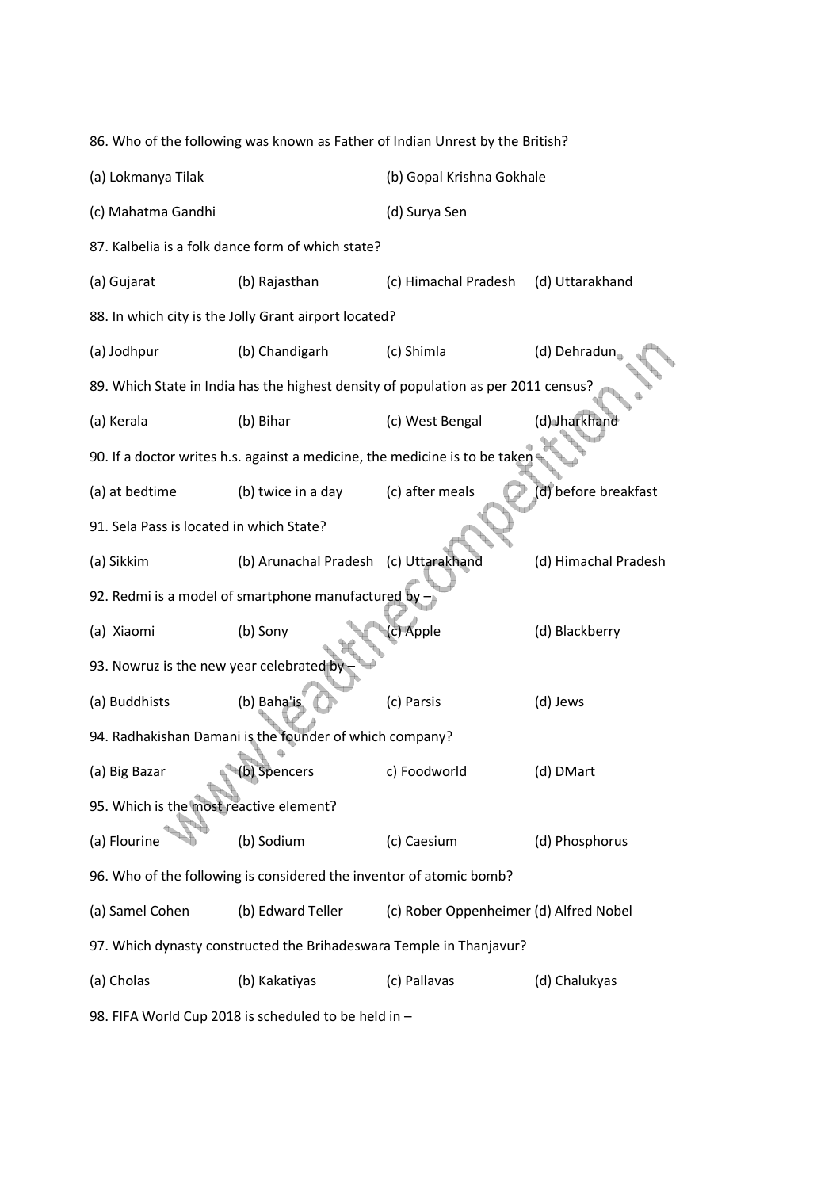86. Who of the following was known as Father of Indian Unrest by the British?

(a) Lokmanya Tilak (b) Gopal Krishna Gokhale

(c) Mahatma Gandhi (d) Surya Sen

87. Kalbelia is a folk dance form of which state?

(a) Gujarat (b) Rajasthan (c) Himachal Pradesh (d) Uttarakhand

88. In which city is the Jolly Grant airport located?

(a) Jodhpur (b) Chandigarh (c) Shimla (d) Dehradun

89. Which State in India has the highest density of population as per 2011 census?

(a) Kerala (b) Bihar (c) West Bengal (d) Jharkhand

90. If a doctor writes h.s. against a medicine, the medicine is to be taken –

(a) at bedtime (b) twice in a day (c) after meals (d) before breakfast

91. Sela Pass is located in which State?

(a) Sikkim (b) Arunachal Pradesh (c) Uttarakhand (d) Himachal Pradesh

92. Redmi is a model of smartphone manufactured by –

(a) Xiaomi (b) Sony (c) Apple (d) Blackberry

93. Nowruz is the new year celebrated by –

(a) Buddhists (b) Baha'is (c) Parsis (d) Jews

94. Radhakishan Damani is the founder of which company?

(a) Big Bazar (b) Spencers c) Foodworld (d) DMart

95. Which is the most reactive element?

(a) Flourine (b) Sodium (c) Caesium (d) Phosphorus

96. Who of the following is considered the inventor of atomic bomb?

(a) Samel Cohen (b) Edward Teller (c) Rober Oppenheimer (d) Alfred Nobel

97. Which dynasty constructed the Brihadeswara Temple in Thanjavur?

(a) Cholas (b) Kakatiyas (c) Pallavas (d) Chalukyas

98. FIFA World Cup 2018 is scheduled to be held in –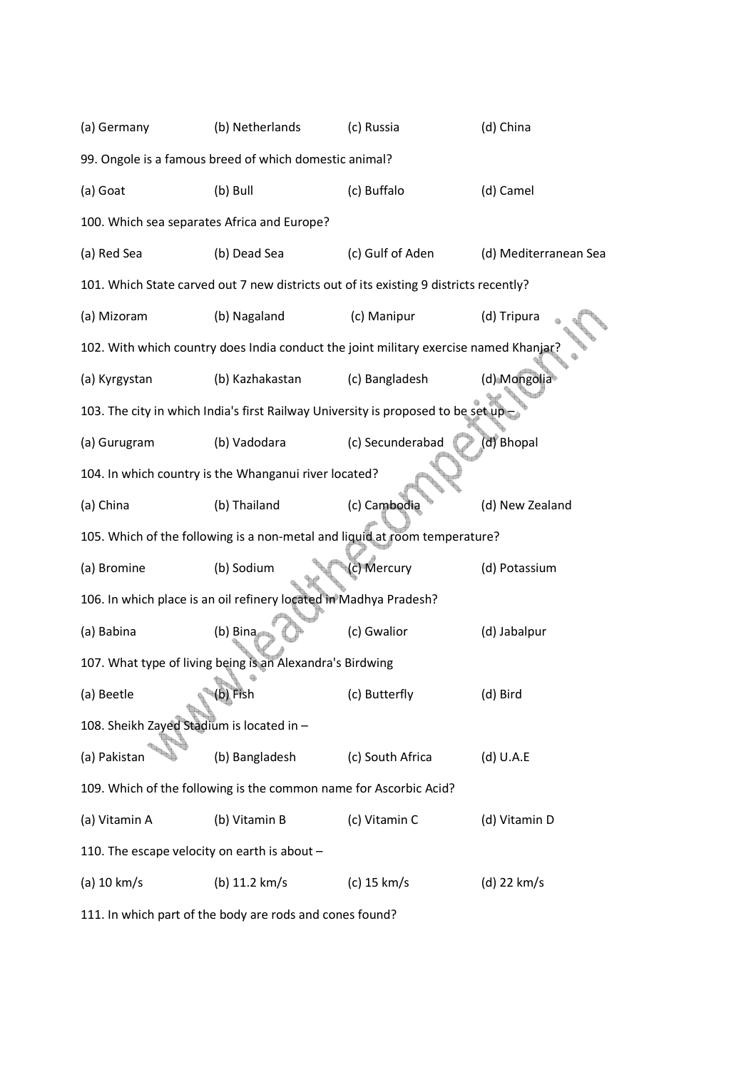(a) Germany (b) Netherlands (c) Russia (d) China

99. Ongole is a famous breed of which domestic animal?

(a) Goat (b) Bull (c) Buffalo (d) Camel

100. Which sea separates Africa and Europe?

(a) Red Sea (b) Dead Sea (c) Gulf of Aden (d) Mediterranean Sea

101. Which State carved out 7 new districts out of its existing 9 districts recently?

(a) Mizoram (b) Nagaland (c) Manipur (d) Tripura

102. With which country does India conduct the joint military exercise named Khanjar?

(a) Kyrgystan (b) Kazhakastan (c) Bangladesh (d) Mongolia

103. The city in which India's first Railway University is proposed to be set up –

(a) Gurugram (b) Vadodara (c) Secunderabad (d) Bhopal

104. In which country is the Whanganui river located?

(a) China (b) Thailand (c) Cambodia (d) New Zealand

105. Which of the following is a non-metal and liquid at room temperature?

(a) Bromine (b) Sodium (c) Mercury (d) Potassium

106. In which place is an oil refinery located in Madhya Pradesh?

(a) Babina (b) Bina (c) Gwalior (d) Jabalpur

107. What type of living being is an Alexandra's Birdwing

(a) Beetle (b) Fish (c) Butterfly (d) Bird

108. Sheikh Zayed Stadium is located in –

(a) Pakistan (b) Bangladesh (c) South Africa (d) U.A.E

109. Which of the following is the common name for Ascorbic Acid?

(a) Vitamin A (b) Vitamin B (c) Vitamin C (d) Vitamin D

110. The escape velocity on earth is about –

(a) 10 km/s (b) 11.2 km/s (c) 15 km/s (d) 22 km/s

111. In which part of the body are rods and cones found?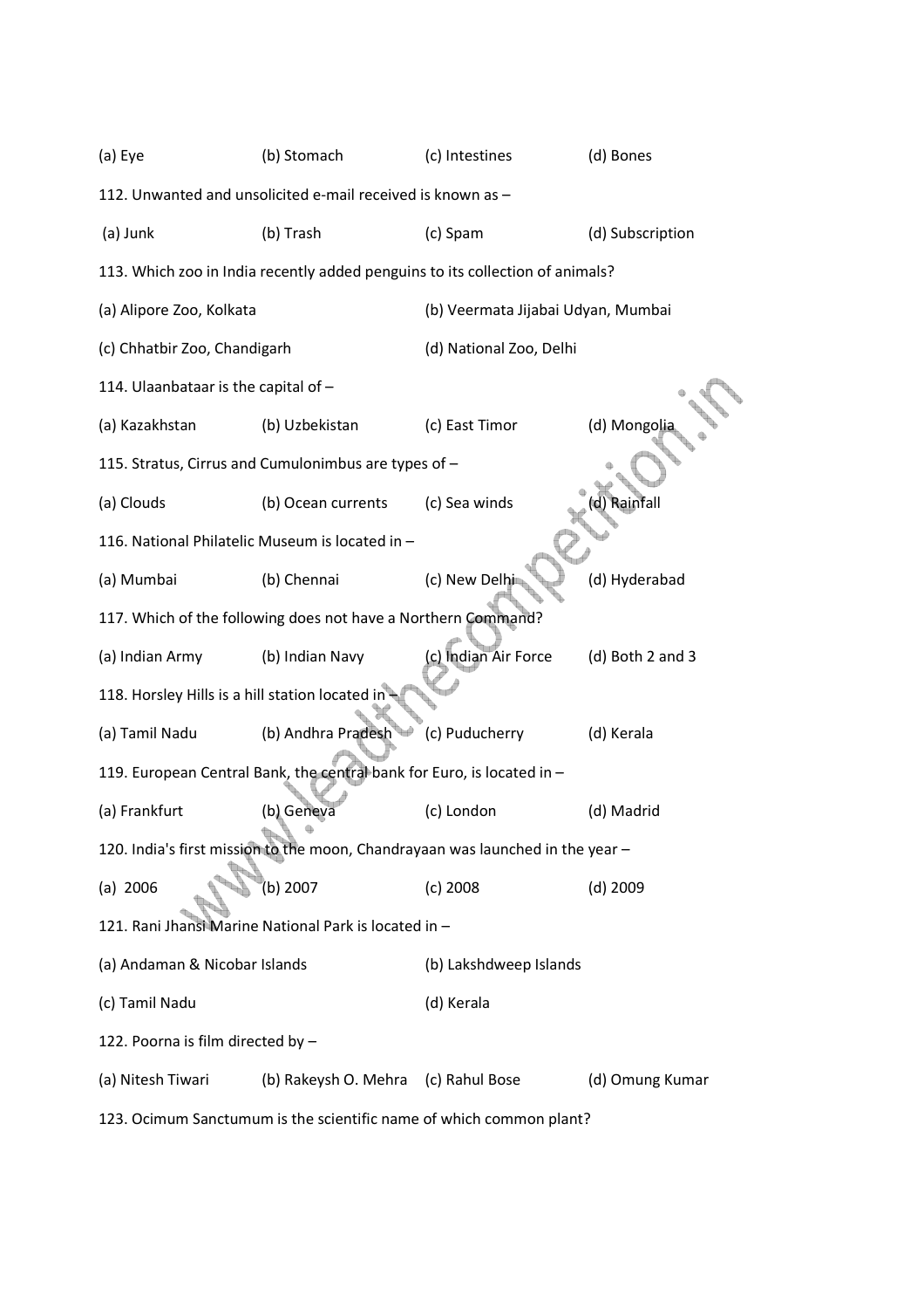(a) Eye (b) Stomach (c) Intestines (d) Bones

112. Unwanted and unsolicited e-mail received is known as –

(a) Junk (b) Trash (c) Spam (d) Subscription

113. Which zoo in India recently added penguins to its collection of animals?

(a) Alipore Zoo, Kolkata (b) Veermata Jijabai Udyan, Mumbai

(c) Chhatbir Zoo, Chandigarh (d) National Zoo, Delhi

114. Ulaanbataar is the capital of –

(a) Kazakhstan (b) Uzbekistan (c) East Timor (d) Mongolia

115. Stratus, Cirrus and Cumulonimbus are types of –

(a) Clouds (b) Ocean currents (c) Sea winds (d) Rainfall

116. National Philatelic Museum is located in –

(a) Mumbai (b) Chennai (c) New Delhi (d) Hyderabad

117. Which of the following does not have a Northern Command?

(a) Indian Army (b) Indian Navy (c) Indian Air Force (d) Both 2 and 3

118. Horsley Hills is a hill station located in –

(a) Tamil Nadu (b) Andhra Pradesh (c) Puducherry (d) Kerala

119. European Central Bank, the central bank for Euro, is located in –

(a) Frankfurt (b) Geneva (c) London (d) Madrid

120. India's first mission to the moon, Chandrayaan was launched in the year –

(a) 2006 (b) 2007 (c) 2008 (d) 2009

121. Rani Jhansi Marine National Park is located in –

(a) Andaman & Nicobar Islands (b) Lakshdweep Islands

(c) Tamil Nadu (d) Kerala

122. Poorna is film directed by –

(a) Nitesh Tiwari (b) Rakeysh O. Mehra (c) Rahul Bose (d) Omung Kumar

123. Ocimum Sanctumum is the scientific name of which common plant?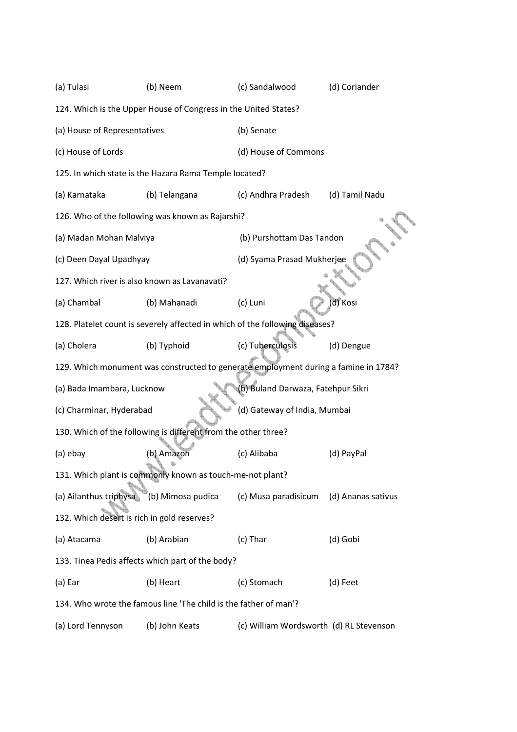(a) Tulasi (b) Neem (c) Sandalwood (d) Coriander

124. Which is the Upper House of Congress in the United States?

(a) House of Representatives (b) Senate

(c) House of Lords (d) House of Commons

125. In which state is the Hazara Rama Temple located?

(a) Karnataka (b) Telangana (c) Andhra Pradesh (d) Tamil Nadu

126. Who of the following was known as Rajarshi?

(a) Madan Mohan Malviya (b) Purshottam Das Tandon

(c) Deen Dayal Upadhyay (d) Syama Prasad Mukherjee

127. Which river is also known as Lavanavati?

(a) Chambal (b) Mahanadi (c) Luni (d) Kosi

128. Platelet count is severely affected in which of the following diseases?

(a) Cholera (b) Typhoid (c) Tuberculosis (d) Dengue

129. Which monument was constructed to generate employment during a famine in 1784?

(a) Bada Imambara, Lucknow (b) Buland Darwaza, Fatehpur Sikri

(c) Charminar, Hyderabad (d) Gateway of India, Mumbai

130. Which of the following is different from the other three?

(a) ebay (b) Amazon (c) Alibaba (d) PayPal

131. Which plant is commonly known as touch-me-not plant?

(a) Ailanthus triphysa (b) Mimosa pudica (c) Musa paradisicum (d) Ananas sativus

132. Which desert is rich in gold reserves?

(a) Atacama (b) Arabian (c) Thar (d) Gobi

133. Tinea Pedis affects which part of the body?

(a) Ear (b) Heart (c) Stomach (d) Feet

134. Who wrote the famous line 'The child is the father of man'?

(a) Lord Tennyson (b) John Keats (c) William Wordsworth (d) RL Stevenson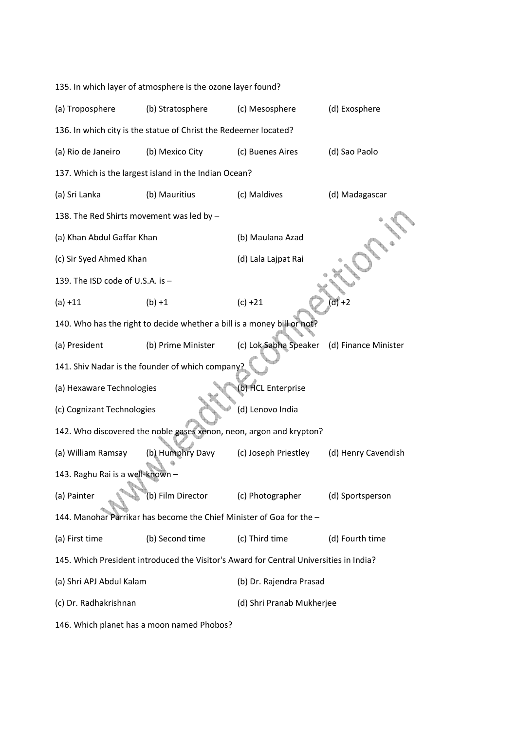135. In which layer of atmosphere is the ozone layer found?

(a) Troposphere (b) Stratosphere (c) Mesosphere (d) Exosphere

136. In which city is the statue of Christ the Redeemer located?

(a) Rio de Janeiro (b) Mexico City (c) Buenes Aires (d) Sao Paolo

137. Which is the largest island in the Indian Ocean?

(a) Sri Lanka (b) Mauritius (c) Maldives (d) Madagascar

138. The Red Shirts movement was led by –

(a) Khan Abdul Gaffar Khan (b) Maulana Azad

(c) Sir Syed Ahmed Khan (d) Lala Lajpat Rai

139. The ISD code of U.S.A. is –

(a) +11 (b) +1 (c) +21 (d) +2

140. Who has the right to decide whether a bill is a money bill or not?

(a) President (b) Prime Minister (c) Lok Sabha Speaker (d) Finance Minister

141. Shiv Nadar is the founder of which company?

(a) Hexaware Technologies (b) HCL Enterprise

(c) Cognizant Technologies (d) Lenovo India

142. Who discovered the noble gases xenon, neon, argon and krypton?

(a) William Ramsay (b) Humphry Davy (c) Joseph Priestley (d) Henry Cavendish

143. Raghu Rai is a well-known –

(a) Painter (b) Film Director (c) Photographer (d) Sportsperson

144. Manohar Parrikar has become the Chief Minister of Goa for the –

(a) First time (b) Second time (c) Third time (d) Fourth time

145. Which President introduced the Visitor's Award for Central Universities in India?

(a) Shri APJ Abdul Kalam (b) Dr. Rajendra Prasad

(c) Dr. Radhakrishnan (d) Shri Pranab Mukherjee

146. Which planet has a moon named Phobos?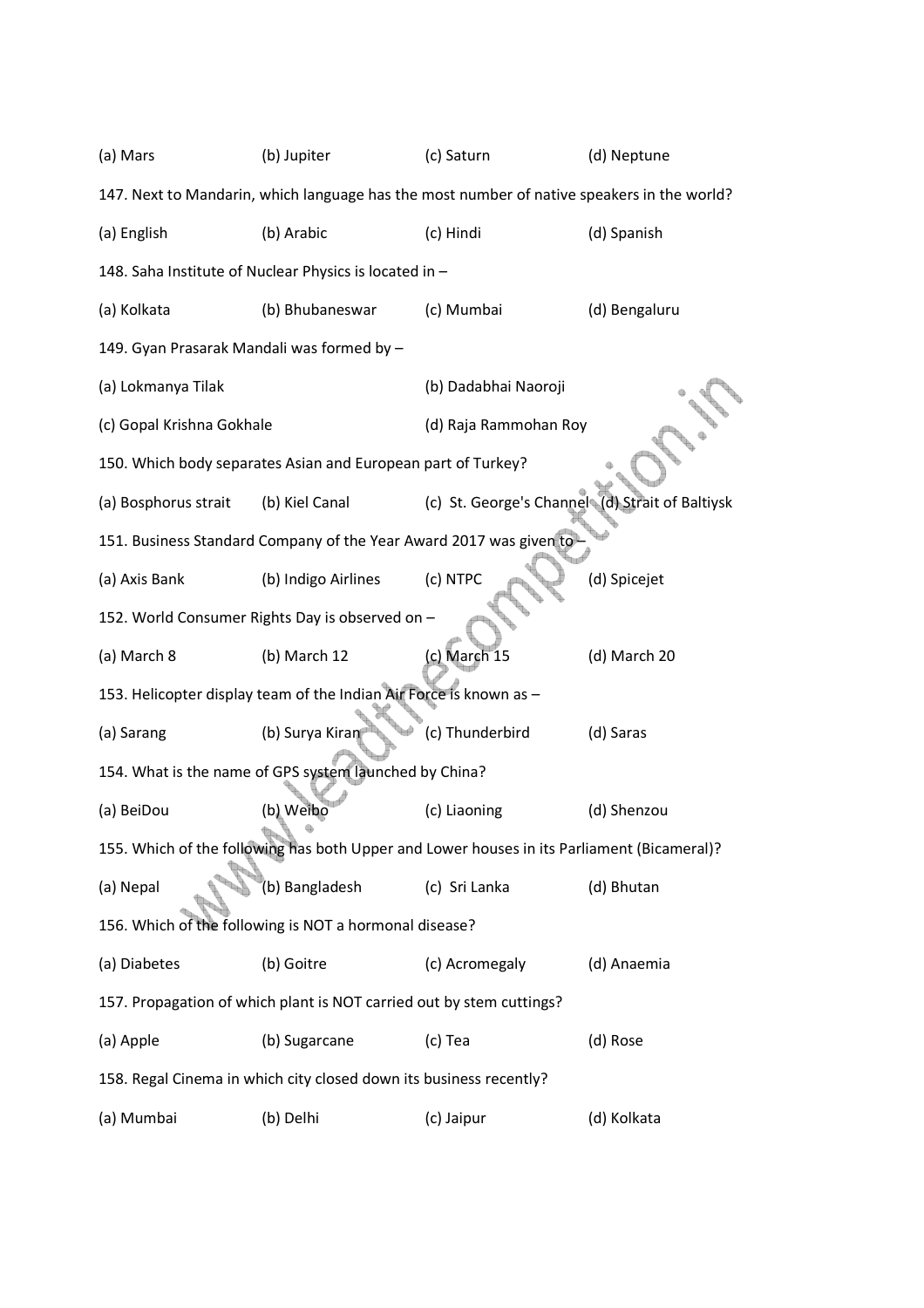(a) Mars (b) Jupiter (c) Saturn (d) Neptune

147. Next to Mandarin, which language has the most number of native speakers in the world?

(a) English (b) Arabic (c) Hindi (d) Spanish

148. Saha Institute of Nuclear Physics is located in –

(a) Kolkata (b) Bhubaneswar (c) Mumbai (d) Bengaluru

149. Gyan Prasarak Mandali was formed by –

(a) Lokmanya Tilak (b) Dadabhai Naoroji

(c) Gopal Krishna Gokhale (d) Raja Rammohan Roy

150. Which body separates Asian and European part of Turkey?

(a) Bosphorus strait (b) Kiel Canal (c) St. George's Channel (d) Strait of Baltiysk

151. Business Standard Company of the Year Award 2017 was given to –

(a) Axis Bank (b) Indigo Airlines (c) NTPC (d) Spicejet

152. World Consumer Rights Day is observed on –

(a) March 8 (b) March 12 (c) March 15 (d) March 20

153. Helicopter display team of the Indian Air Force is known as –

(a) Sarang (b) Surya Kiran (c) Thunderbird (d) Saras

154. What is the name of GPS system launched by China?

(a) BeiDou (b) Weibo (c) Liaoning (d) Shenzou

155. Which of the following has both Upper and Lower houses in its Parliament (Bicameral)?

(a) Nepal (b) Bangladesh (c) Sri Lanka (d) Bhutan

156. Which of the following is NOT a hormonal disease?

(a) Diabetes (b) Goitre (c) Acromegaly (d) Anaemia

157. Propagation of which plant is NOT carried out by stem cuttings?

(a) Apple (b) Sugarcane (c) Tea (d) Rose

158. Regal Cinema in which city closed down its business recently?

(a) Mumbai (b) Delhi (c) Jaipur (d) Kolkata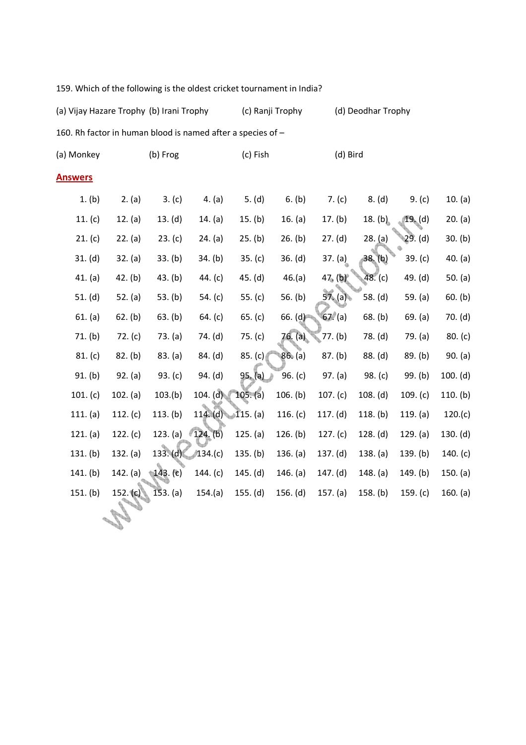159. Which of the following is the oldest cricket tournament in India?

(a) Vijay Hazare Trophy (b) Irani Trophy (c) Ranji Trophy (d) Deodhar Trophy

160. Rh factor in human blood is named after a species of –

(a) Monkey (b) Frog (c) Fish (d) Bird

## Answers

| | | | | | | | | | |
|---|---|---|---|---|---|---|---|---|---|
| 1. (b) | 2. (a) | 3. (c) | 4. (a) | 5. (d) | 6. (b) | 7. (c) | 8. (d) | 9. (c) | 10. (a) |
| 11. (c) | 12. (a) | 13. (d) | 14. (a) | 15. (b) | 16. (a) | 17. (b) | 18. (b) | 19. (d) | 20. (a) |
| 21. (c) | 22. (a) | 23. (c) | 24. (a) | 25. (b) | 26. (b) | 27. (d) | 28. (a) | 29. (d) | 30. (b) |
| 31. (d) | 32. (a) | 33. (b) | 34. (b) | 35. (c) | 36. (d) | 37. (a) | 38. (b) | 39. (c) | 40. (a) |
| 41. (a) | 42. (b) | 43. (b) | 44. (c) | 45. (d) | 46.(a) | 47. (b) | 48. (c) | 49. (d) | 50. (a) |
| 51. (d) | 52. (a) | 53. (b) | 54. (c) | 55. (c) | 56. (b) | 57. (a) | 58. (d) | 59. (a) | 60. (b) |
| 61. (a) | 62. (b) | 63. (b) | 64. (c) | 65. (c) | 66. (d) | 67. (a) | 68. (b) | 69. (a) | 70. (d) |
| 71. (b) | 72. (c) | 73. (a) | 74. (d) | 75. (c) | 76. (a) | 77. (b) | 78. (d) | 79. (a) | 80. (c) |
| 81. (c) | 82. (b) | 83. (a) | 84. (d) | 85. (c) | 86. (a) | 87. (b) | 88. (d) | 89. (b) | 90. (a) |
| 91. (b) | 92. (a) | 93. (c) | 94. (d) | 95. (a) | 96. (c) | 97. (a) | 98. (c) | 99. (b) | 100. (d) |
| 101. (c) | 102. (a) | 103.(b) | 104. (d) | 105. (a) | 106. (b) | 107. (c) | 108. (d) | 109. (c) | 110. (b) |
| 111. (a) | 112. (c) | 113. (b) | 114. (d) | 115. (a) | 116. (c) | 117. (d) | 118. (b) | 119. (a) | 120.(c) |
| 121. (a) | 122. (c) | 123. (a) | 124. (b) | 125. (a) | 126. (b) | 127. (c) | 128. (d) | 129. (a) | 130. (d) |
| 131. (b) | 132. (a) | 133. (d) | 134.(c) | 135. (b) | 136. (a) | 137. (d) | 138. (a) | 139. (b) | 140. (c) |
| 141. (b) | 142. (a) | 143. (c) | 144. (c) | 145. (d) | 146. (a) | 147. (d) | 148. (a) | 149. (b) | 150. (a) |
| 151. (b) | 152. (c) | 153. (a) | 154.(a) | 155. (d) | 156. (d) | 157. (a) | 158. (b) | 159. (c) | 160. (a) |